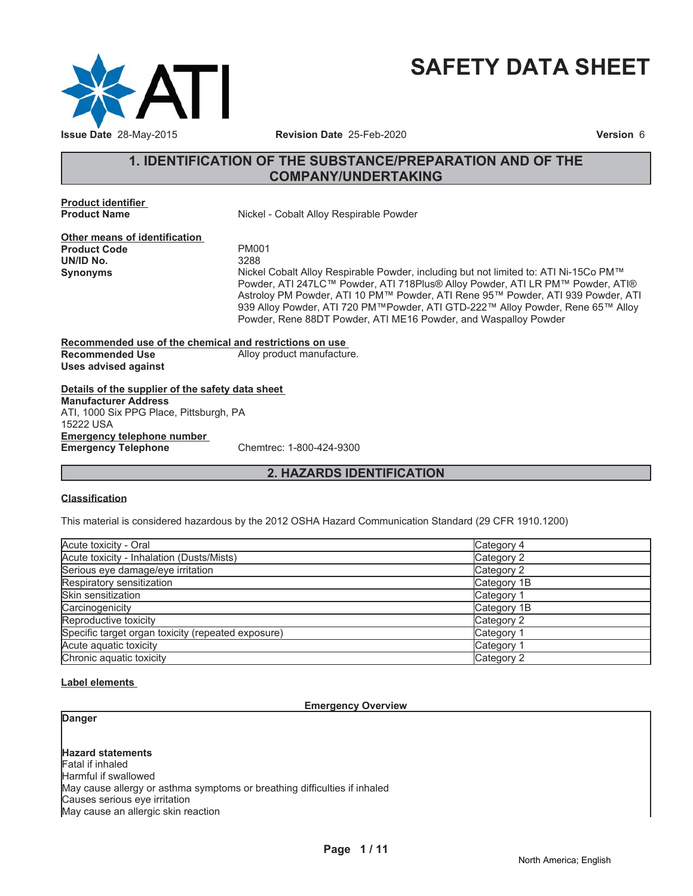# SAFETY DATA SHEET

**Issue Date** 28-May-2015 **Revision Date** 25-Feb-2020 **Version** 6

## 1. IDENTIFICATION OF THE SUBSTANCE/PREPARATION AND OF THE COMPANY/UNDERTAKING

**Product identifier**

**Product Name** Nickel - Cobalt Alloy Respirable Powder

**Other means of identification**

**Product Code** PM001

**UN/ID No.** 3288

**Synonyms** Nickel Cobalt Alloy Respirable Powder, including but not limited to: ATI Ni-15Co PM™ Powder, ATI 247LC™ Powder, ATI 718Plus® Alloy Powder, ATI LR PM™ Powder, ATI® Astroloy PM Powder, ATI 10 PM™ Powder, ATI Rene 95™ Powder, ATI 939 Powder, ATI 939 Alloy Powder, ATI 720 PM™Powder, ATI GTD-222™ Alloy Powder, Rene 65™ Alloy Powder, Rene 88DT Powder, ATI ME16 Powder, and Waspalloy Powder

**Recommended use of the chemical and restrictions on use**

**Recommended Use** Alloy product manufacture.

**Uses advised against**

**Details of the supplier of the safety data sheet**

**Manufacturer Address**
ATI, 1000 Six PPG Place, Pittsburgh, PA
15222 USA

**Emergency telephone number**

**Emergency Telephone** Chemtrec: 1-800-424-9300

## 2. HAZARDS IDENTIFICATION

**Classification**

This material is considered hazardous by the 2012 OSHA Hazard Communication Standard (29 CFR 1910.1200)

| Hazard | Category |
|---|---|
| Acute toxicity - Oral | Category 4 |
| Acute toxicity - Inhalation (Dusts/Mists) | Category 2 |
| Serious eye damage/eye irritation | Category 2 |
| Respiratory sensitization | Category 1B |
| Skin sensitization | Category 1 |
| Carcinogenicity | Category 1B |
| Reproductive toxicity | Category 2 |
| Specific target organ toxicity (repeated exposure) | Category 1 |
| Acute aquatic toxicity | Category 1 |
| Chronic aquatic toxicity | Category 2 |

**Label elements**

**Emergency Overview**

**Danger**

**Hazard statements**
Fatal if inhaled
Harmful if swallowed
May cause allergy or asthma symptoms or breathing difficulties if inhaled
Causes serious eye irritation
May cause an allergic skin reaction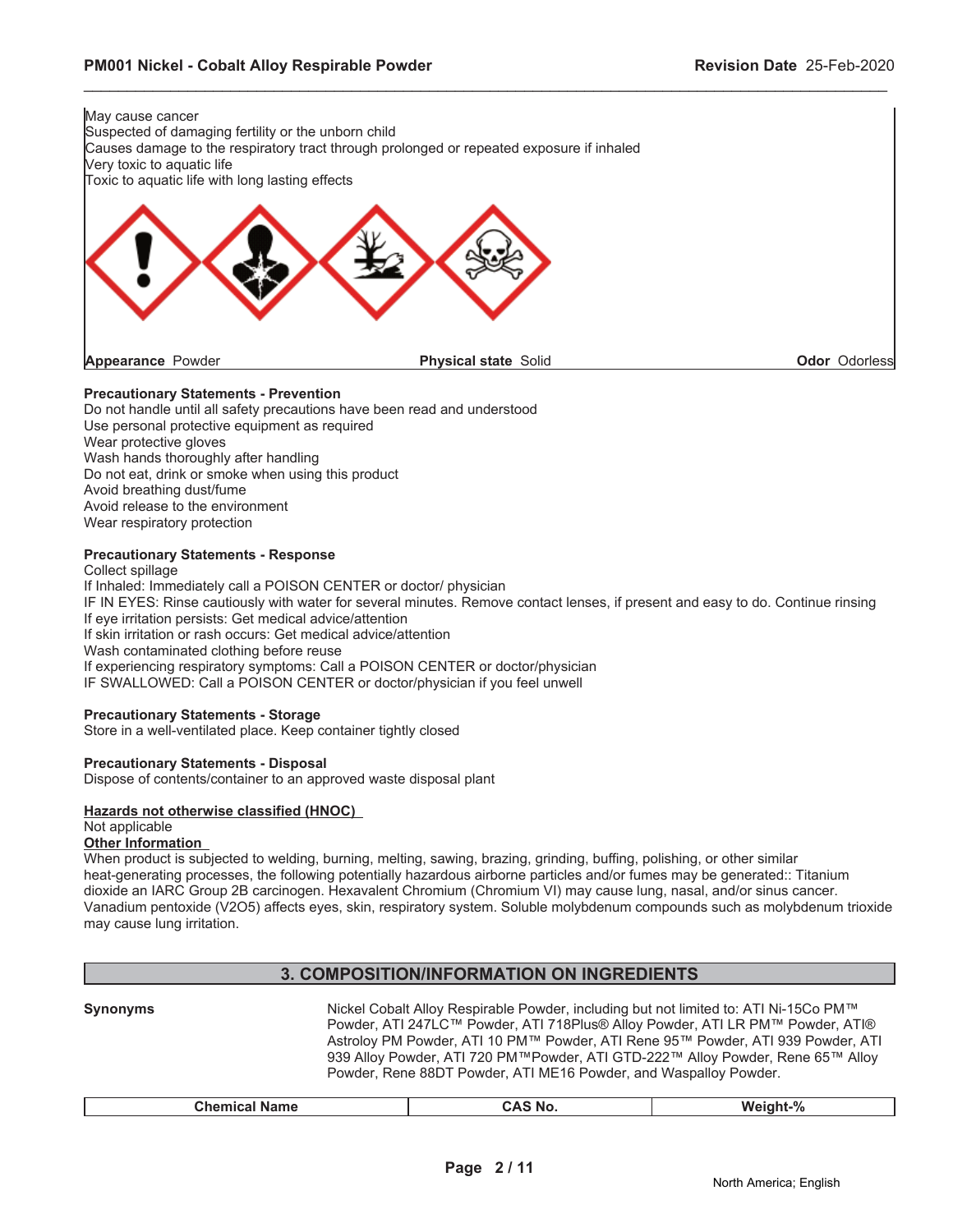May cause cancer
Suspected of damaging fertility or the unborn child
Causes damage to the respiratory tract through prolonged or repeated exposure if inhaled
Very toxic to aquatic life
Toxic to aquatic life with long lasting effects

| **Appearance** Powder | **Physical state** Solid | **Odor** Odorless |
|---|---|---|

**Precautionary Statements - Prevention**
Do not handle until all safety precautions have been read and understood
Use personal protective equipment as required
Wear protective gloves
Wash hands thoroughly after handling
Do not eat, drink or smoke when using this product
Avoid breathing dust/fume
Avoid release to the environment
Wear respiratory protection

**Precautionary Statements - Response**
Collect spillage
If Inhaled: Immediately call a POISON CENTER or doctor/ physician
IF IN EYES: Rinse cautiously with water for several minutes. Remove contact lenses, if present and easy to do. Continue rinsing
If eye irritation persists: Get medical advice/attention
If skin irritation or rash occurs: Get medical advice/attention
Wash contaminated clothing before reuse
If experiencing respiratory symptoms: Call a POISON CENTER or doctor/physician
IF SWALLOWED: Call a POISON CENTER or doctor/physician if you feel unwell

**Precautionary Statements - Storage**
Store in a well-ventilated place. Keep container tightly closed

**Precautionary Statements - Disposal**
Dispose of contents/container to an approved waste disposal plant

**Hazards not otherwise classified (HNOC)**
Not applicable
**Other Information**
When product is subjected to welding, burning, melting, sawing, brazing, grinding, buffing, polishing, or other similar heat-generating processes, the following potentially hazardous airborne particles and/or fumes may be generated:: Titanium dioxide an IARC Group 2B carcinogen. Hexavalent Chromium (Chromium VI) may cause lung, nasal, and/or sinus cancer. Vanadium pentoxide ($V_2O_5$) affects eyes, skin, respiratory system. Soluble molybdenum compounds such as molybdenum trioxide may cause lung irritation.

## 3. COMPOSITION/INFORMATION ON INGREDIENTS

**Synonyms** Nickel Cobalt Alloy Respirable Powder, including but not limited to: ATI Ni-15Co PM™ Powder, ATI 247LC™ Powder, ATI 718Plus® Alloy Powder, ATI LR PM™ Powder, ATI® Astroloy PM Powder, ATI 10 PM™ Powder, ATI Rene 95™ Powder, ATI 939 Powder, ATI 939 Alloy Powder, ATI 720 PM™Powder, ATI GTD-222™ Alloy Powder, Rene 65™ Alloy Powder, Rene 88DT Powder, ATI ME16 Powder, and Waspalloy Powder.

| Chemical Name | CAS No. | Weight-% |
|---|---|---|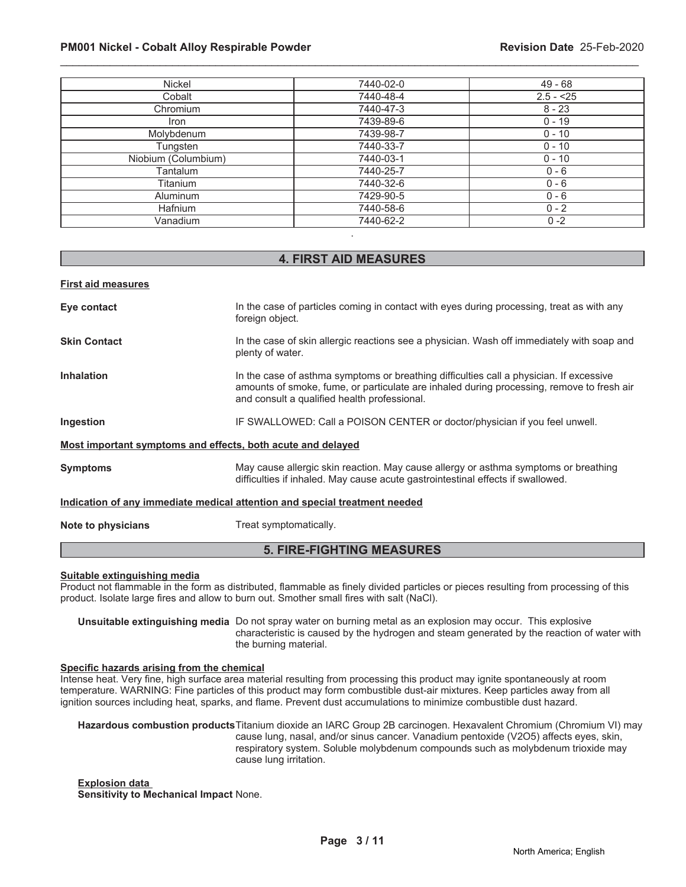| Nickel | 7440-02-0 | 49 - 68 |
|---|---|---|
| Cobalt | 7440-48-4 | 2.5 - <25 |
| Chromium | 7440-47-3 | 8 - 23 |
| Iron | 7439-89-6 | 0 - 19 |
| Molybdenum | 7439-98-7 | 0 - 10 |
| Tungsten | 7440-33-7 | 0 - 10 |
| Niobium (Columbium) | 7440-03-1 | 0 - 10 |
| Tantalum | 7440-25-7 | 0 - 6 |
| Titanium | 7440-32-6 | 0 - 6 |
| Aluminum | 7429-90-5 | 0 - 6 |
| Hafnium | 7440-58-6 | 0 - 2 |
| Vanadium | 7440-62-2 | 0 -2 |

.

## 4. FIRST AID MEASURES

**First aid measures**

**Eye contact** In the case of particles coming in contact with eyes during processing, treat as with any foreign object.

**Skin Contact** In the case of skin allergic reactions see a physician. Wash off immediately with soap and plenty of water.

**Inhalation** In the case of asthma symptoms or breathing difficulties call a physician. If excessive amounts of smoke, fume, or particulate are inhaled during processing, remove to fresh air and consult a qualified health professional.

**Ingestion** IF SWALLOWED: Call a POISON CENTER or doctor/physician if you feel unwell.

**Most important symptoms and effects, both acute and delayed**

**Symptoms** May cause allergic skin reaction. May cause allergy or asthma symptoms or breathing difficulties if inhaled. May cause acute gastrointestinal effects if swallowed.

**Indication of any immediate medical attention and special treatment needed**

**Note to physicians** Treat symptomatically.

## 5. FIRE-FIGHTING MEASURES

**Suitable extinguishing media**

Product not flammable in the form as distributed, flammable as finely divided particles or pieces resulting from processing of this product. Isolate large fires and allow to burn out. Smother small fires with salt (NaCl).

**Unsuitable extinguishing media** Do not spray water on burning metal as an explosion may occur. This explosive characteristic is caused by the hydrogen and steam generated by the reaction of water with the burning material.

**Specific hazards arising from the chemical**

Intense heat. Very fine, high surface area material resulting from processing this product may ignite spontaneously at room temperature. WARNING: Fine particles of this product may form combustible dust-air mixtures. Keep particles away from all ignition sources including heat, sparks, and flame. Prevent dust accumulations to minimize combustible dust hazard.

**Hazardous combustion products** Titanium dioxide an IARC Group 2B carcinogen. Hexavalent Chromium (Chromium VI) may cause lung, nasal, and/or sinus cancer. Vanadium pentoxide ($V_2O_5$) affects eyes, skin, respiratory system. Soluble molybdenum compounds such as molybdenum trioxide may cause lung irritation.

**Explosion data**

**Sensitivity to Mechanical Impact** None.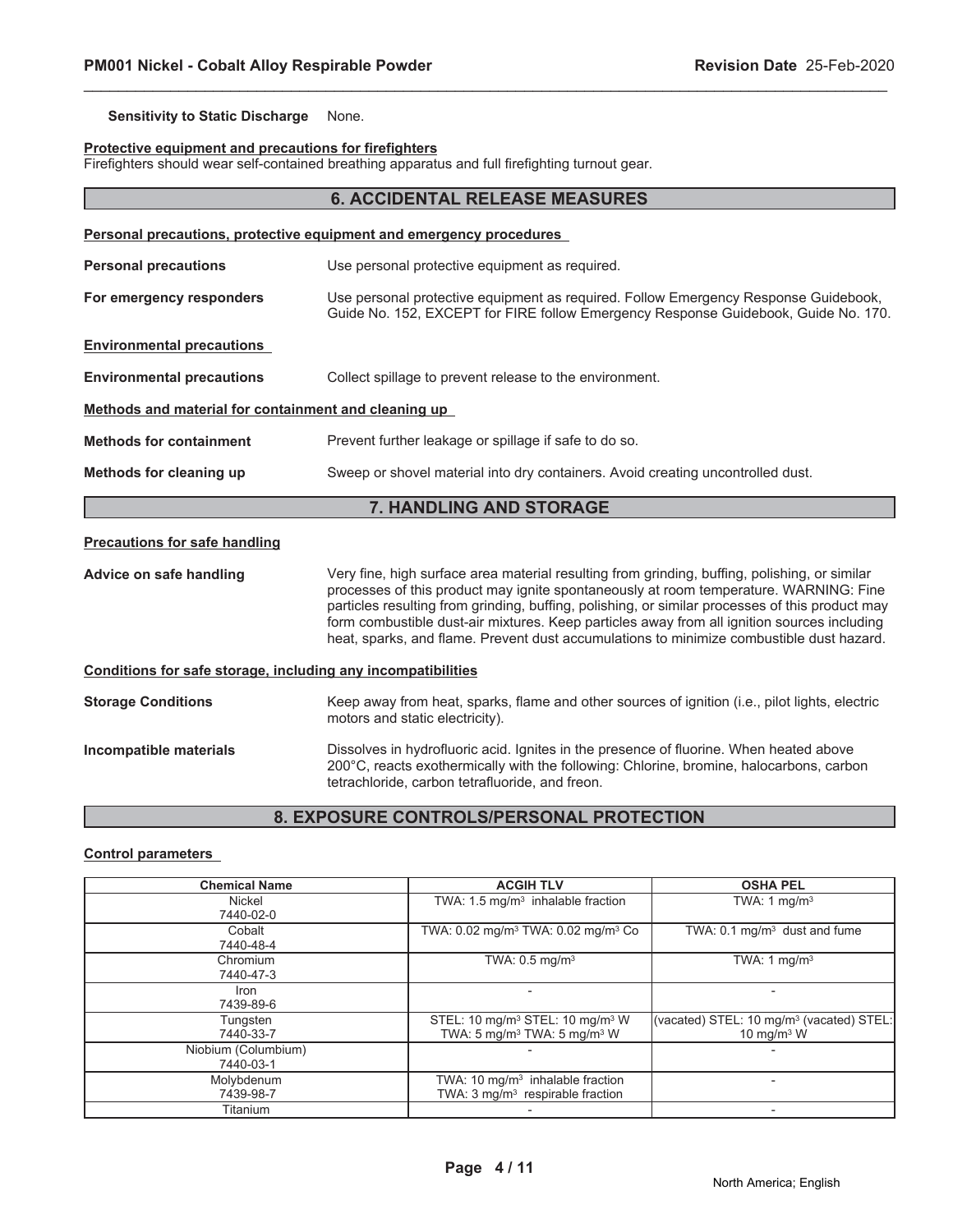**Sensitivity to Static Discharge** None.

**Protective equipment and precautions for firefighters**

Firefighters should wear self-contained breathing apparatus and full firefighting turnout gear.

## 6. ACCIDENTAL RELEASE MEASURES

**Personal precautions, protective equipment and emergency procedures**

**Personal precautions** Use personal protective equipment as required.

**For emergency responders** Use personal protective equipment as required. Follow Emergency Response Guidebook, Guide No. 152, EXCEPT for FIRE follow Emergency Response Guidebook, Guide No. 170.

**Environmental precautions**

**Environmental precautions** Collect spillage to prevent release to the environment.

**Methods and material for containment and cleaning up**

**Methods for containment** Prevent further leakage or spillage if safe to do so.

**Methods for cleaning up** Sweep or shovel material into dry containers. Avoid creating uncontrolled dust.

## 7. HANDLING AND STORAGE

**Precautions for safe handling**

**Advice on safe handling** Very fine, high surface area material resulting from grinding, buffing, polishing, or similar processes of this product may ignite spontaneously at room temperature. WARNING: Fine particles resulting from grinding, buffing, polishing, or similar processes of this product may form combustible dust-air mixtures. Keep particles away from all ignition sources including heat, sparks, and flame. Prevent dust accumulations to minimize combustible dust hazard.

**Conditions for safe storage, including any incompatibilities**

**Storage Conditions** Keep away from heat, sparks, flame and other sources of ignition (i.e., pilot lights, electric motors and static electricity).

**Incompatible materials** Dissolves in hydrofluoric acid. Ignites in the presence of fluorine. When heated above 200°C, reacts exothermically with the following: Chlorine, bromine, halocarbons, carbon tetrachloride, carbon tetrafluoride, and freon.

## 8. EXPOSURE CONTROLS/PERSONAL PROTECTION

**Control parameters**

| Chemical Name | ACGIH TLV | OSHA PEL |
|---|---|---|
| Nickel 7440-02-0 | TWA: 1.5 mg/m$^3$ inhalable fraction | TWA: 1 mg/m$^3$ |
| Cobalt 7440-48-4 | TWA: 0.02 mg/m$^3$ TWA: 0.02 mg/m$^3$ Co | TWA: 0.1 mg/m$^3$ dust and fume |
| Chromium 7440-47-3 | TWA: 0.5 mg/m$^3$ | TWA: 1 mg/m$^3$ |
| Iron 7439-89-6 | - | - |
| Tungsten 7440-33-7 | STEL: 10 mg/m$^3$ STEL: 10 mg/m$^3$ W TWA: 5 mg/m$^3$ TWA: 5 mg/m$^3$ W | (vacated) STEL: 10 mg/m$^3$ (vacated) STEL: 10 mg/m$^3$ W |
| Niobium (Columbium) 7440-03-1 | - | - |
| Molybdenum 7439-98-7 | TWA: 10 mg/m$^3$ inhalable fraction TWA: 3 mg/m$^3$ respirable fraction | - |
| Titanium | - | - |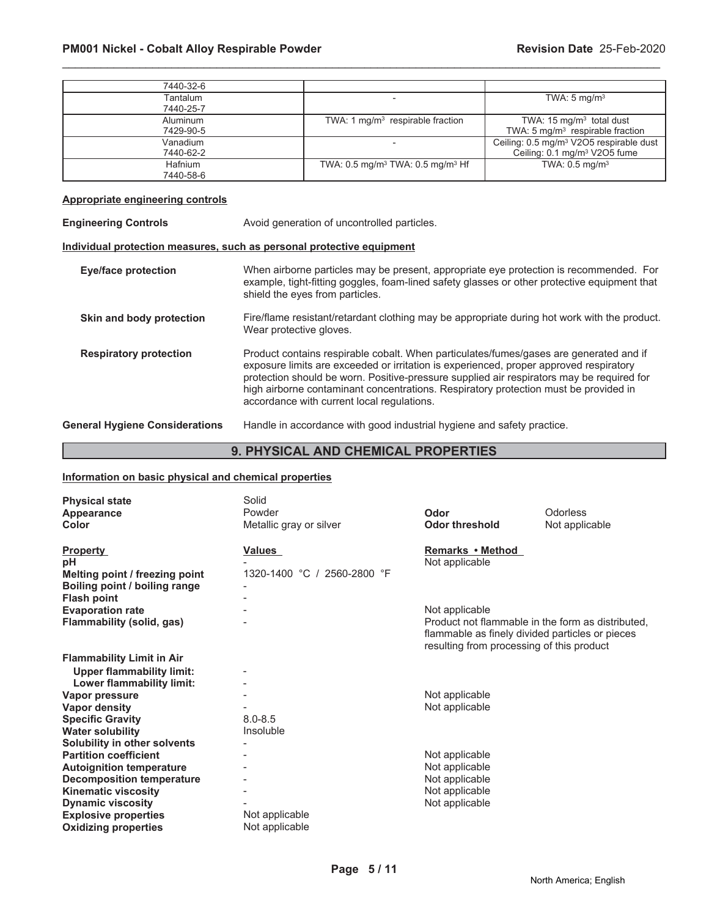| | | |
|---|---|---|
| 7440-32-6 | | |
| Tantalum<br>7440-25-7 | - | TWA: 5 mg/m³ |
| Aluminum<br>7429-90-5 | TWA: 1 mg/m³ respirable fraction | TWA: 15 mg/m³ total dust<br>TWA: 5 mg/m³ respirable fraction |
| Vanadium<br>7440-62-2 | - | Ceiling: 0.5 mg/m³ V2O5 respirable dust<br>Ceiling: 0.1 mg/m³ V2O5 fume |
| Hafnium<br>7440-58-6 | TWA: 0.5 mg/m³ TWA: 0.5 mg/m³ Hf | TWA: 0.5 mg/m³ |

**Appropriate engineering controls**

**Engineering Controls** Avoid generation of uncontrolled particles.

**Individual protection measures, such as personal protective equipment**

**Eye/face protection** When airborne particles may be present, appropriate eye protection is recommended. For example, tight-fitting goggles, foam-lined safety glasses or other protective equipment that shield the eyes from particles.

**Skin and body protection** Fire/flame resistant/retardant clothing may be appropriate during hot work with the product. Wear protective gloves.

**Respiratory protection** Product contains respirable cobalt. When particulates/fumes/gases are generated and if exposure limits are exceeded or irritation is experienced, proper approved respiratory protection should be worn. Positive-pressure supplied air respirators may be required for high airborne contaminant concentrations. Respiratory protection must be provided in accordance with current local regulations.

**General Hygiene Considerations** Handle in accordance with good industrial hygiene and safety practice.

## 9. PHYSICAL AND CHEMICAL PROPERTIES

**Information on basic physical and chemical properties**

| | | | |
|---|---|---|---|
| **Physical state** | Solid | | |
| **Appearance** | Powder | **Odor** | Odorless |
| **Color** | Metallic gray or silver | **Odor threshold** | Not applicable |

| **Property** | **Values** | **Remarks • Method** |
|---|---|---|
| **pH** | - | Not applicable |
| **Melting point / freezing point** | 1320-1400 °C / 2560-2800 °F | |
| **Boiling point / boiling range** | - | |
| **Flash point** | - | |
| **Evaporation rate** | - | Not applicable |
| **Flammability (solid, gas)** | - | Product not flammable in the form as distributed, flammable as finely divided particles or pieces resulting from processing of this product |
| **Flammability Limit in Air** | | |
| **Upper flammability limit:** | - | |
| **Lower flammability limit:** | - | |
| **Vapor pressure** | - | Not applicable |
| **Vapor density** | - | Not applicable |
| **Specific Gravity** | 8.0-8.5 | |
| **Water solubility** | Insoluble | |
| **Solubility in other solvents** | - | |
| **Partition coefficient** | - | Not applicable |
| **Autoignition temperature** | - | Not applicable |
| **Decomposition temperature** | - | Not applicable |
| **Kinematic viscosity** | - | Not applicable |
| **Dynamic viscosity** | - | Not applicable |
| **Explosive properties** | Not applicable | |
| **Oxidizing properties** | Not applicable | |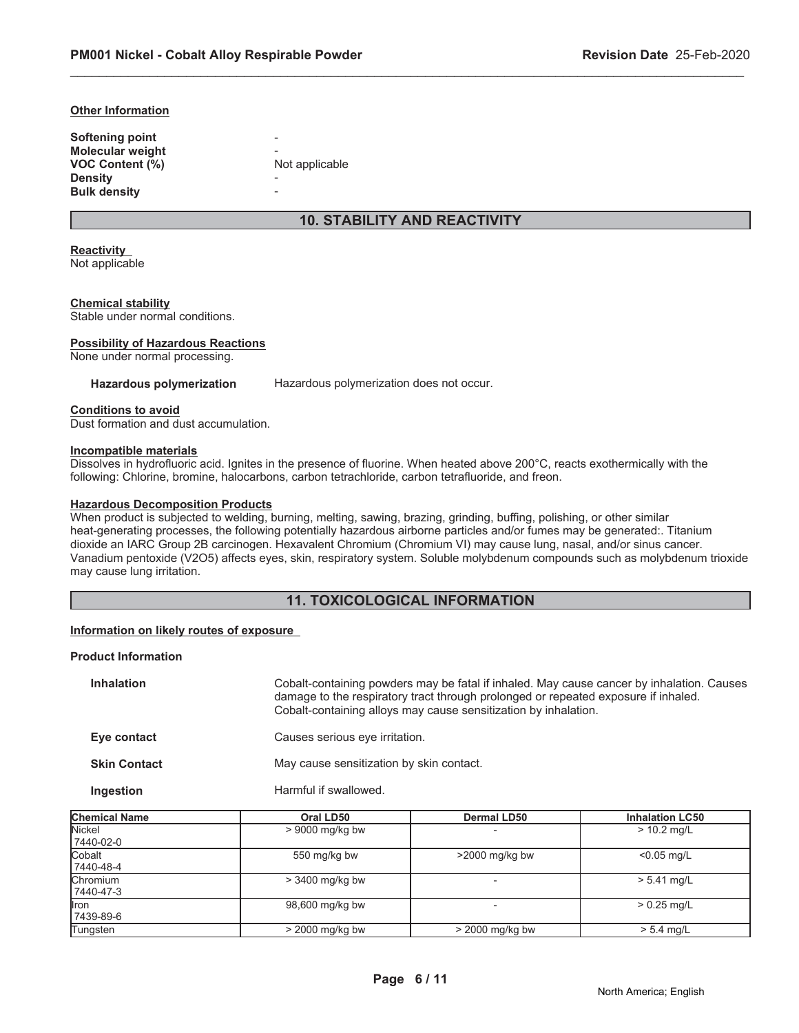### Other Information

| | |
|---|---|
| **Softening point** | - |
| **Molecular weight** | - |
| **VOC Content (%)** | Not applicable |
| **Density** | - |
| **Bulk density** | - |

## 10. STABILITY AND REACTIVITY

**Reactivity**
Not applicable

**Chemical stability**
Stable under normal conditions.

**Possibility of Hazardous Reactions**
None under normal processing.

**Hazardous polymerization** Hazardous polymerization does not occur.

**Conditions to avoid**
Dust formation and dust accumulation.

**Incompatible materials**
Dissolves in hydrofluoric acid. Ignites in the presence of fluorine. When heated above 200°C, reacts exothermically with the following: Chlorine, bromine, halocarbons, carbon tetrachloride, carbon tetrafluoride, and freon.

**Hazardous Decomposition Products**
When product is subjected to welding, burning, melting, sawing, brazing, grinding, buffing, polishing, or other similar heat-generating processes, the following potentially hazardous airborne particles and/or fumes may be generated:. Titanium dioxide an IARC Group 2B carcinogen. Hexavalent Chromium (Chromium VI) may cause lung, nasal, and/or sinus cancer. Vanadium pentoxide ($V_2O_5$) affects eyes, skin, respiratory system. Soluble molybdenum compounds such as molybdenum trioxide may cause lung irritation.

## 11. TOXICOLOGICAL INFORMATION

**Information on likely routes of exposure**

**Product Information**

| | |
|---|---|
| **Inhalation** | Cobalt-containing powders may be fatal if inhaled. May cause cancer by inhalation. Causes damage to the respiratory tract through prolonged or repeated exposure if inhaled. Cobalt-containing alloys may cause sensitization by inhalation. |
| **Eye contact** | Causes serious eye irritation. |
| **Skin Contact** | May cause sensitization by skin contact. |
| **Ingestion** | Harmful if swallowed. |

| Chemical Name | Oral LD50 | Dermal LD50 | Inhalation LC50 |
|---|---|---|---|
| Nickel<br>7440-02-0 | > 9000 mg/kg bw | - | > 10.2 mg/L |
| Cobalt<br>7440-48-4 | 550 mg/kg bw | >2000 mg/kg bw | <0.05 mg/L |
| Chromium<br>7440-47-3 | > 3400 mg/kg bw | - | > 5.41 mg/L |
| Iron<br>7439-89-6 | 98,600 mg/kg bw | - | > 0.25 mg/L |
| Tungsten | > 2000 mg/kg bw | > 2000 mg/kg bw | > 5.4 mg/L |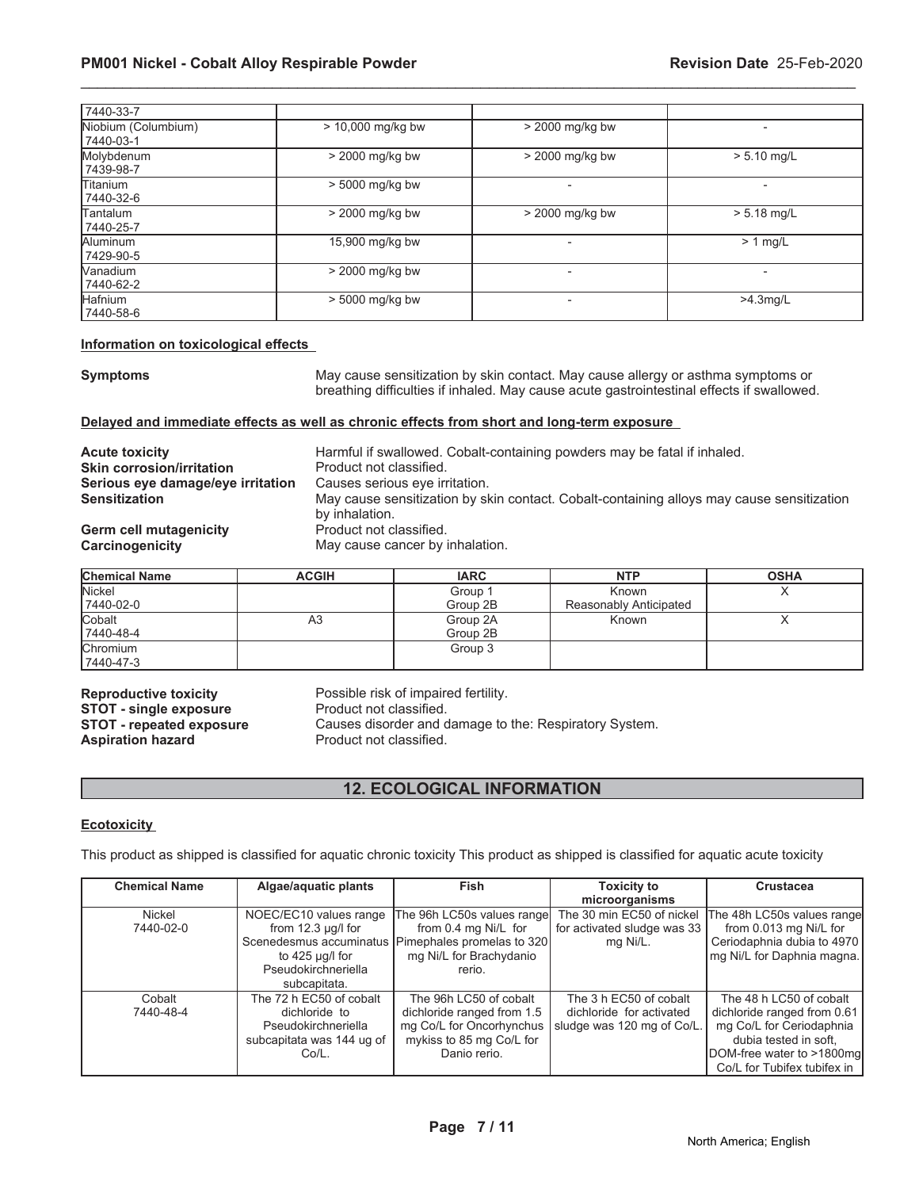| | | | |
|---|---|---|---|
| 7440-33-7 | | | |
| Niobium (Columbium)<br>7440-03-1 | > 10,000 mg/kg bw | > 2000 mg/kg bw | - |
| Molybdenum<br>7439-98-7 | > 2000 mg/kg bw | > 2000 mg/kg bw | > 5.10 mg/L |
| Titanium<br>7440-32-6 | > 5000 mg/kg bw | - | - |
| Tantalum<br>7440-25-7 | > 2000 mg/kg bw | > 2000 mg/kg bw | > 5.18 mg/L |
| Aluminum<br>7429-90-5 | 15,900 mg/kg bw | - | > 1 mg/L |
| Vanadium<br>7440-62-2 | > 2000 mg/kg bw | - | - |
| Hafnium<br>7440-58-6 | > 5000 mg/kg bw | - | >4.3mg/L |

**Information on toxicological effects**

**Symptoms** May cause sensitization by skin contact. May cause allergy or asthma symptoms or breathing difficulties if inhaled. May cause acute gastrointestinal effects if swallowed.

**Delayed and immediate effects as well as chronic effects from short and long-term exposure**

**Acute toxicity** Harmful if swallowed. Cobalt-containing powders may be fatal if inhaled.
**Skin corrosion/irritation** Product not classified.
**Serious eye damage/eye irritation** Causes serious eye irritation.
**Sensitization** May cause sensitization by skin contact. Cobalt-containing alloys may cause sensitization by inhalation.
**Germ cell mutagenicity** Product not classified.
**Carcinogenicity** May cause cancer by inhalation.

| Chemical Name | ACGIH | IARC | NTP | OSHA |
|---|---|---|---|---|
| Nickel<br>7440-02-0 | | Group 1<br>Group 2B | Known<br>Reasonably Anticipated | X |
| Cobalt<br>7440-48-4 | A3 | Group 2A<br>Group 2B | Known | X |
| Chromium<br>7440-47-3 | | Group 3 | | |

**Reproductive toxicity** Possible risk of impaired fertility.
**STOT - single exposure** Product not classified.
**STOT - repeated exposure** Causes disorder and damage to the: Respiratory System.
**Aspiration hazard** Product not classified.

## 12. ECOLOGICAL INFORMATION

**Ecotoxicity**

This product as shipped is classified for aquatic chronic toxicity This product as shipped is classified for aquatic acute toxicity

| Chemical Name | Algae/aquatic plants | Fish | Toxicity to microorganisms | Crustacea |
|---|---|---|---|---|
| Nickel<br>7440-02-0 | NOEC/EC10 values range from 12.3 µg/l for Scenedesmus accuminatus to 425 µg/l for Pseudokirchneriella subcapitata. | The 96h LC50s values range from 0.4 mg Ni/L for Pimephales promelas to 320 mg Ni/L for Brachydanio rerio. | The 30 min EC50 of nickel for activated sludge was 33 mg Ni/L. | The 48h LC50s values range from 0.013 mg Ni/L for Ceriodaphnia dubia to 4970 mg Ni/L for Daphnia magna. |
| Cobalt<br>7440-48-4 | The 72 h EC50 of cobalt dichloride to Pseudokirchneriella subcapitata was 144 ug of Co/L. | The 96h LC50 of cobalt dichloride ranged from 1.5 mg Co/L for Oncorhynchus mykiss to 85 mg Co/L for Danio rerio. | The 3 h EC50 of cobalt dichloride for activated sludge was 120 mg of Co/L. | The 48 h LC50 of cobalt dichloride ranged from 0.61 mg Co/L for Ceriodaphnia dubia tested in soft, DOM-free water to >1800mg Co/L for Tubifex tubifex in |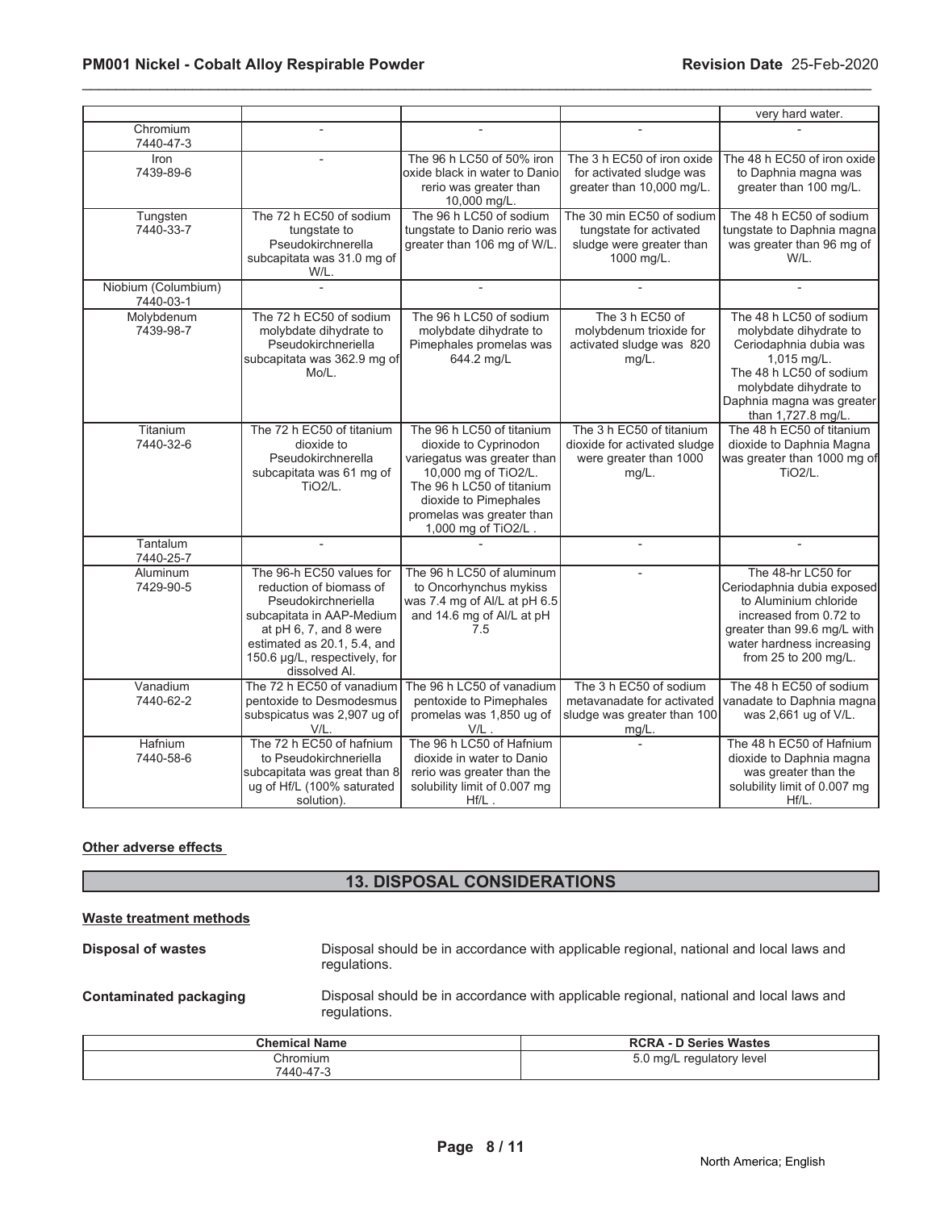| | | | | |
|---|---|---|---|---|
| | | | | very hard water. |
| Chromium 7440-47-3 | - | - | - | - |
| Iron 7439-89-6 | - | The 96 h LC50 of 50% iron oxide black in water to Danio rerio was greater than 10,000 mg/L. | The 3 h EC50 of iron oxide for activated sludge was greater than 10,000 mg/L. | The 48 h EC50 of iron oxide to Daphnia magna was greater than 100 mg/L. |
| Tungsten 7440-33-7 | The 72 h EC50 of sodium tungstate to Pseudokirchnerella subcapitata was 31.0 mg of W/L. | The 96 h LC50 of sodium tungstate to Danio rerio was greater than 106 mg of W/L. | The 30 min EC50 of sodium tungstate for activated sludge were greater than 1000 mg/L. | The 48 h EC50 of sodium tungstate to Daphnia magna was greater than 96 mg of W/L. |
| Niobium (Columbium) 7440-03-1 | - | - | - | - |
| Molybdenum 7439-98-7 | The 72 h EC50 of sodium molybdate dihydrate to Pseudokirchneriella subcapitata was 362.9 mg of Mo/L. | The 96 h LC50 of sodium molybdate dihydrate to Pimephales promelas was 644.2 mg/L | The 3 h EC50 of molybdenum trioxide for activated sludge was 820 mg/L. | The 48 h LC50 of sodium molybdate dihydrate to Ceriodaphnia dubia was 1,015 mg/L. The 48 h LC50 of sodium molybdate dihydrate to Daphnia magna was greater than 1,727.8 mg/L. |
| Titanium 7440-32-6 | The 72 h EC50 of titanium dioxide to Pseudokirchnerella subcapitata was 61 mg of TiO2/L. | The 96 h LC50 of titanium dioxide to Cyprinodon variegatus was greater than 10,000 mg of TiO2/L. The 96 h LC50 of titanium dioxide to Pimephales promelas was greater than 1,000 mg of TiO2/L . | The 3 h EC50 of titanium dioxide for activated sludge were greater than 1000 mg/L. | The 48 h EC50 of titanium dioxide to Daphnia Magna was greater than 1000 mg of TiO2/L. |
| Tantalum 7440-25-7 | - | - | - | - |
| Aluminum 7429-90-5 | The 96-h EC50 values for reduction of biomass of Pseudokirchneriella subcapitata in AAP-Medium at pH 6, 7, and 8 were estimated as 20.1, 5.4, and 150.6 µg/L, respectively, for dissolved Al. | The 96 h LC50 of aluminum to Oncorhynchus mykiss was 7.4 mg of Al/L at pH 6.5 and 14.6 mg of Al/L at pH 7.5 | - | The 48-hr LC50 for Ceriodaphnia dubia exposed to Aluminium chloride increased from 0.72 to greater than 99.6 mg/L with water hardness increasing from 25 to 200 mg/L. |
| Vanadium 7440-62-2 | The 72 h EC50 of vanadium pentoxide to Desmodesmus subspicatus was 2,907 ug of V/L. | The 96 h LC50 of vanadium pentoxide to Pimephales promelas was 1,850 ug of V/L . | The 3 h EC50 of sodium metavanadate for activated sludge was greater than 100 mg/L. | The 48 h EC50 of sodium vanadate to Daphnia magna was 2,661 ug of V/L. |
| Hafnium 7440-58-6 | The 72 h EC50 of hafnium to Pseudokirchneriella subcapitata was great than 8 ug of Hf/L (100% saturated solution). | The 96 h LC50 of Hafnium dioxide in water to Danio rerio was greater than the solubility limit of 0.007 mg Hf/L . | - | The 48 h EC50 of Hafnium dioxide to Daphnia magna was greater than the solubility limit of 0.007 mg Hf/L. |

**Other adverse effects**

## 13. DISPOSAL CONSIDERATIONS

**Waste treatment methods**

**Disposal of wastes** Disposal should be in accordance with applicable regional, national and local laws and regulations.

**Contaminated packaging** Disposal should be in accordance with applicable regional, national and local laws and regulations.

| Chemical Name | RCRA - D Series Wastes |
|---|---|
| Chromium 7440-47-3 | 5.0 mg/L regulatory level |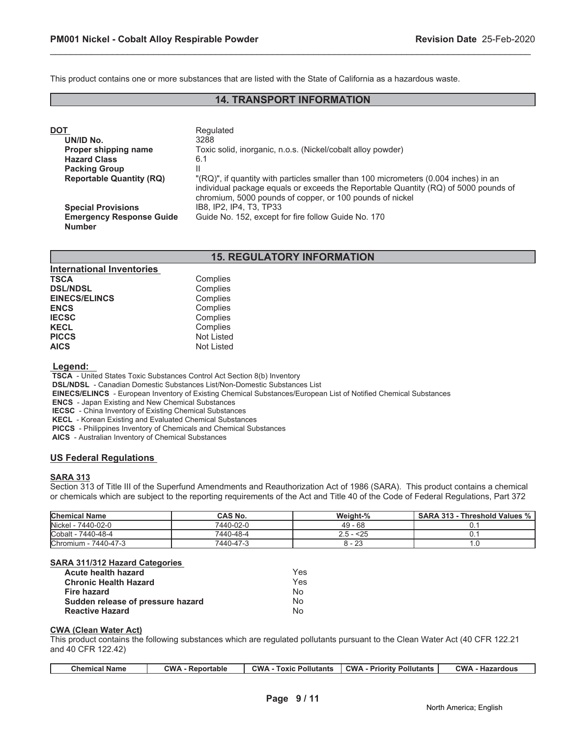This product contains one or more substances that are listed with the State of California as a hazardous waste.

## 14. TRANSPORT INFORMATION

**DOT** — Regulated

| | |
|---|---|
| **UN/ID No.** | 3288 |
| **Proper shipping name** | Toxic solid, inorganic, n.o.s. (Nickel/cobalt alloy powder) |
| **Hazard Class** | 6.1 |
| **Packing Group** | II |
| **Reportable Quantity (RQ)** | "(RQ)", if quantity with particles smaller than 100 micrometers (0.004 inches) in an individual package equals or exceeds the Reportable Quantity (RQ) of 5000 pounds of chromium, 5000 pounds of copper, or 100 pounds of nickel |
| **Special Provisions** | IB8, IP2, IP4, T3, TP33 |
| **Emergency Response Guide Number** | Guide No. 152, except for fire follow Guide No. 170 |

## 15. REGULATORY INFORMATION

**International Inventories**

| | |
|---|---|
| **TSCA** | Complies |
| **DSL/NDSL** | Complies |
| **EINECS/ELINCS** | Complies |
| **ENCS** | Complies |
| **IECSC** | Complies |
| **KECL** | Complies |
| **PICCS** | Not Listed |
| **AICS** | Not Listed |

**Legend:**

**TSCA** - United States Toxic Substances Control Act Section 8(b) Inventory
**DSL/NDSL** - Canadian Domestic Substances List/Non-Domestic Substances List
**EINECS/ELINCS** - European Inventory of Existing Chemical Substances/European List of Notified Chemical Substances
**ENCS** - Japan Existing and New Chemical Substances
**IECSC** - China Inventory of Existing Chemical Substances
**KECL** - Korean Existing and Evaluated Chemical Substances
**PICCS** - Philippines Inventory of Chemicals and Chemical Substances
**AICS** - Australian Inventory of Chemical Substances

### US Federal Regulations

**SARA 313**

Section 313 of Title III of the Superfund Amendments and Reauthorization Act of 1986 (SARA). This product contains a chemical or chemicals which are subject to the reporting requirements of the Act and Title 40 of the Code of Federal Regulations, Part 372

| Chemical Name | CAS No. | Weight-% | SARA 313 - Threshold Values % |
|---|---|---|---|
| Nickel - 7440-02-0 | 7440-02-0 | 49 - 68 | 0.1 |
| Cobalt - 7440-48-4 | 7440-48-4 | 2.5 - <25 | 0.1 |
| Chromium - 7440-47-3 | 7440-47-3 | 8 - 23 | 1.0 |

**SARA 311/312 Hazard Categories**

| | |
|---|---|
| **Acute health hazard** | Yes |
| **Chronic Health Hazard** | Yes |
| **Fire hazard** | No |
| **Sudden release of pressure hazard** | No |
| **Reactive Hazard** | No |

**CWA (Clean Water Act)**

This product contains the following substances which are regulated pollutants pursuant to the Clean Water Act (40 CFR 122.21 and 40 CFR 122.42)

| Chemical Name | CWA - Reportable | CWA - Toxic Pollutants | CWA - Priority Pollutants | CWA - Hazardous |
|---|---|---|---|---|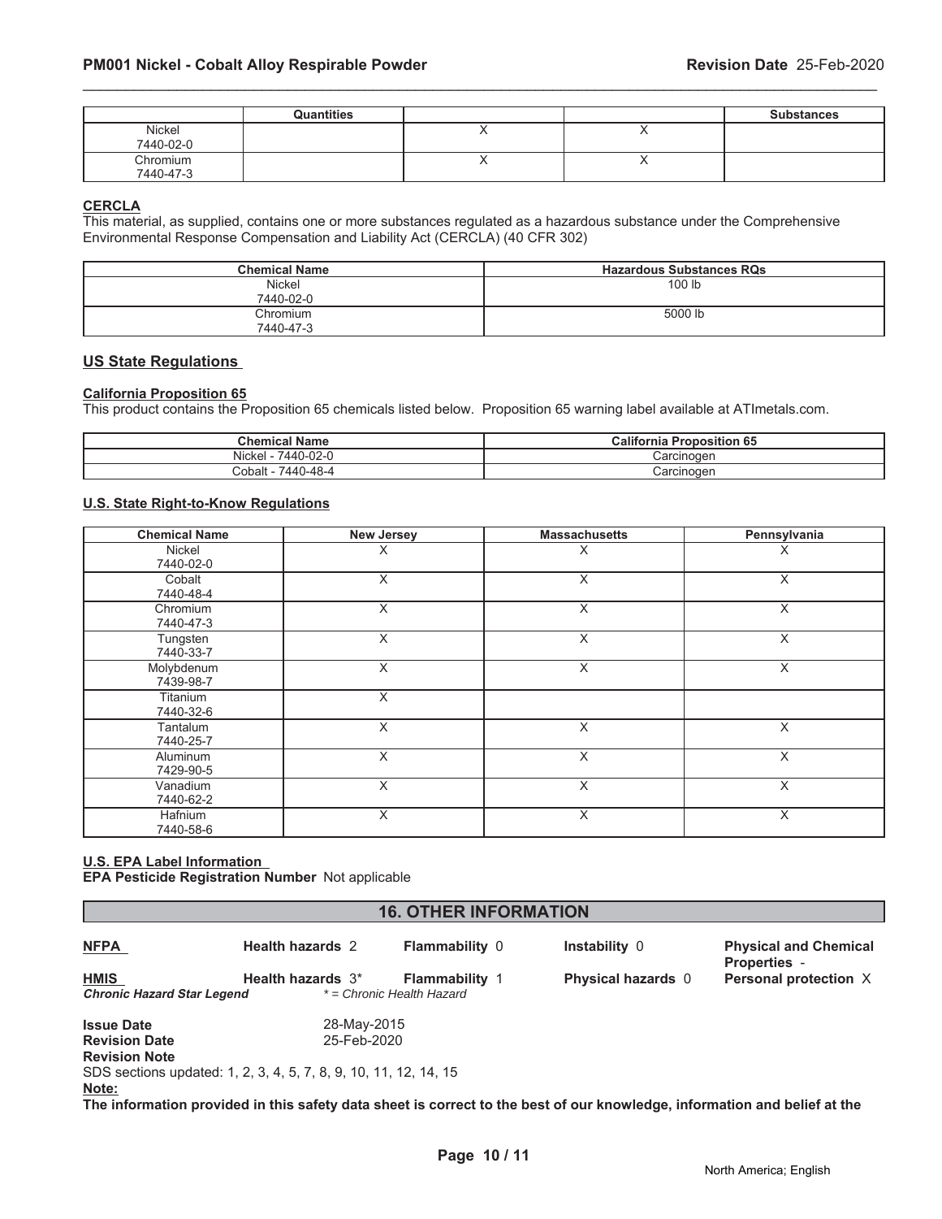|  | Quantities |  |  | Substances |
|---|---|---|---|---|
| Nickel<br>7440-02-0 |  | X | X |  |
| Chromium<br>7440-47-3 |  | X | X |  |

**CERCLA**

This material, as supplied, contains one or more substances regulated as a hazardous substance under the Comprehensive Environmental Response Compensation and Liability Act (CERCLA) (40 CFR 302)

| Chemical Name | Hazardous Substances RQs |
|---|---|
| Nickel<br>7440-02-0 | 100 lb |
| Chromium<br>7440-47-3 | 5000 lb |

## US State Regulations

**California Proposition 65**

This product contains the Proposition 65 chemicals listed below. Proposition 65 warning label available at ATImetals.com.

| Chemical Name | California Proposition 65 |
|---|---|
| Nickel - 7440-02-0 | Carcinogen |
| Cobalt - 7440-48-4 | Carcinogen |

**U.S. State Right-to-Know Regulations**

| Chemical Name | New Jersey | Massachusetts | Pennsylvania |
|---|---|---|---|
| Nickel<br>7440-02-0 | X | X | X |
| Cobalt<br>7440-48-4 | X | X | X |
| Chromium<br>7440-47-3 | X | X | X |
| Tungsten<br>7440-33-7 | X | X | X |
| Molybdenum<br>7439-98-7 | X | X | X |
| Titanium<br>7440-32-6 | X |  |  |
| Tantalum<br>7440-25-7 | X | X | X |
| Aluminum<br>7429-90-5 | X | X | X |
| Vanadium<br>7440-62-2 | X | X | X |
| Hafnium<br>7440-58-6 | X | X | X |

**U.S. EPA Label Information**

**EPA Pesticide Registration Number** Not applicable

## 16. OTHER INFORMATION

| **NFPA** | **Health hazards** 2 | **Flammability** 0 | **Instability** 0 | **Physical and Chemical Properties** - |
|---|---|---|---|---|
| **HMIS** | **Health hazards** 3* | **Flammability** 1 | **Physical hazards** 0 | **Personal protection** X |
| ***Chronic Hazard Star Legend*** | *\* = Chronic Health Hazard* |  |  |  |

**Issue Date** 28-May-2015

**Revision Date** 25-Feb-2020

**Revision Note**

SDS sections updated: 1, 2, 3, 4, 5, 7, 8, 9, 10, 11, 12, 14, 15

**Note:**

**The information provided in this safety data sheet is correct to the best of our knowledge, information and belief at the**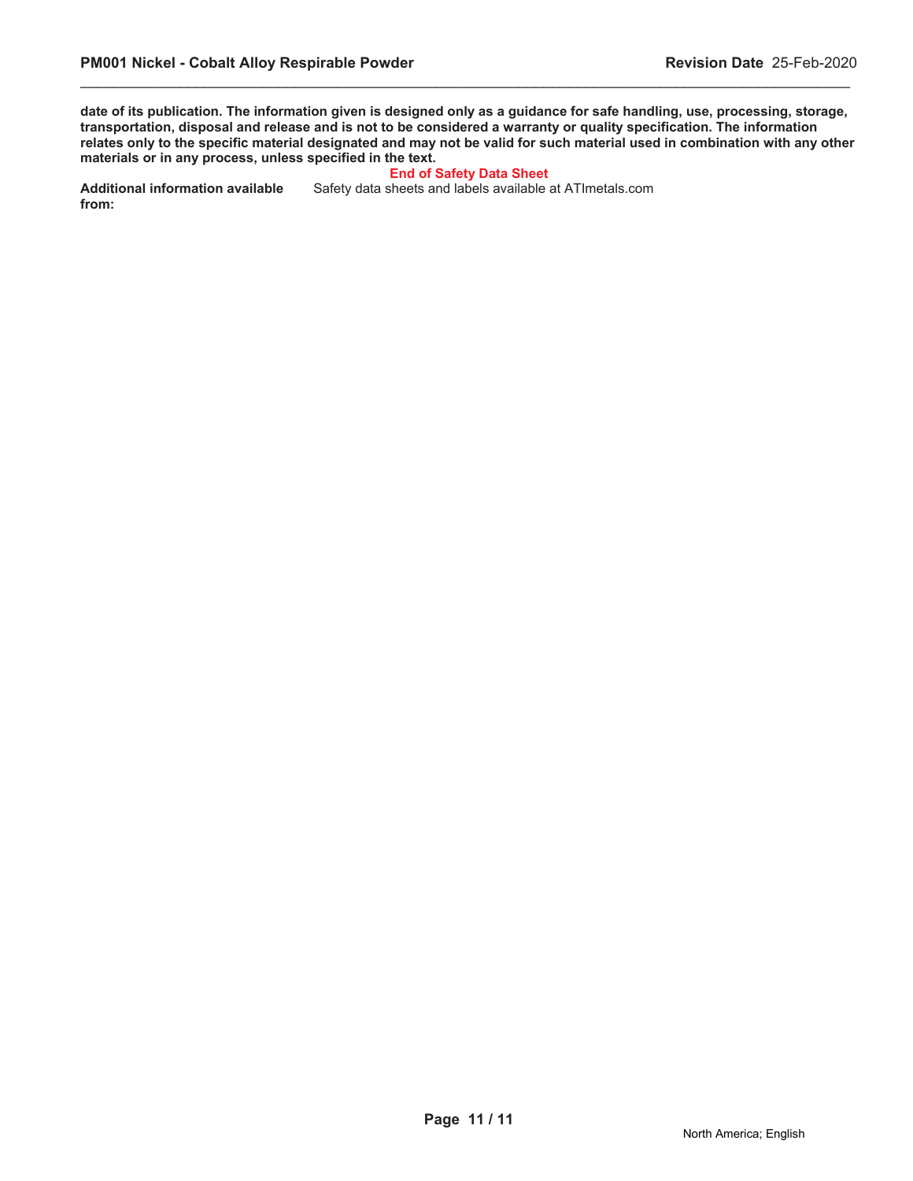**date of its publication. The information given is designed only as a guidance for safe handling, use, processing, storage, transportation, disposal and release and is not to be considered a warranty or quality specification. The information relates only to the specific material designated and may not be valid for such material used in combination with any other materials or in any process, unless specified in the text.**

**End of Safety Data Sheet**

**Additional information available from:** Safety data sheets and labels available at ATImetals.com